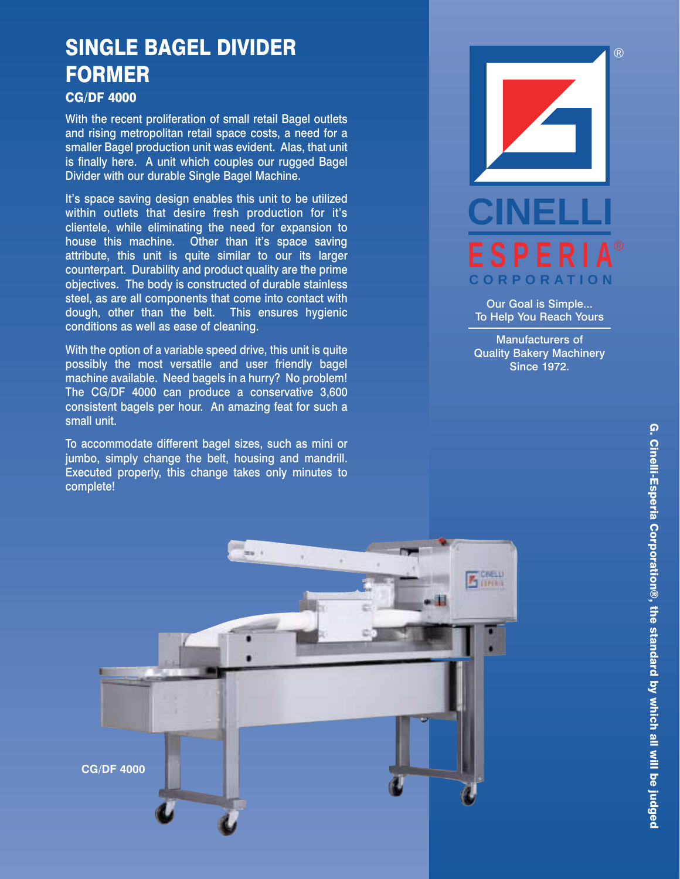# SINGLE BAGEL DIVIDER FORMER

### CG/DF 4000

With the recent proliferation of small retail Bagel outlets and rising metropolitan retail space costs, a need for a smaller Bagel production unit was evident. Alas, that unit is finally here. A unit which couples our rugged Bagel Divider with our durable Single Bagel Machine.

It's space saving design enables this unit to be utilized within outlets that desire fresh production for it's clientele, while eliminating the need for expansion to house this machine. Other than it's space saving attribute, this unit is quite similar to our its larger counterpart. Durability and product quality are the prime objectives. The body is constructed of durable stainless steel, as are all components that come into contact with dough, other than the belt. This ensures hygienic conditions as well as ease of cleaning.

With the option of a variable speed drive, this unit is quite possibly the most versatile and user friendly bagel machine available. Need bagels in a hurry? No problem! The CG/DF 4000 can produce a conservative 3,600 consistent bagels per hour. An amazing feat for such a small unit.

To accommodate different bagel sizes, such as mini or jumbo, simply change the belt, housing and mandrill. Executed properly, this change takes only minutes to complete!

CG/DF 4000

CINELLI ESPERIA® CORPORATION

Our Goal is Simple...
To Help You Reach Yours

Manufacturers of
Quality Bakery Machinery
Since 1972.

G. Cinelli-Esperia Corporation®, the standard by which all will be judged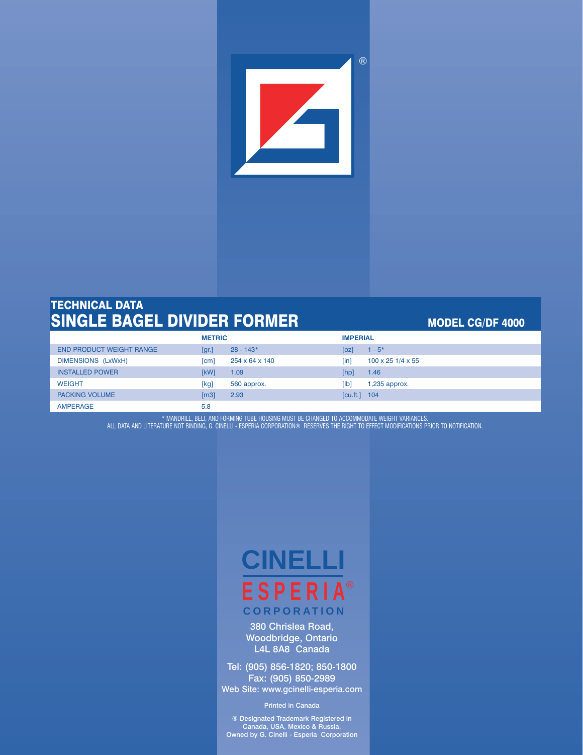## TECHNICAL DATA

# SINGLE BAGEL DIVIDER FORMER

### MODEL CG/DF 4000

| | METRIC | | IMPERIAL | |
|---|---|---|---|---|
| END PRODUCT WEIGHT RANGE | [gr.] | 28 - 143* | [oz] | 1 - 5* |
| DIMENSIONS (LxWxH) | [cm] | 254 x 64 x 140 | [in] | 100 x 25 1/4 x 55 |
| INSTALLED POWER | [kW] | 1.09 | [hp] | 1.46 |
| WEIGHT | [kg] | 560 approx. | [lb] | 1,235 approx. |
| PACKING VOLUME | [m3] | 2.93 | [cu.ft.] | 104 |
| AMPERAGE | 5.8 | | | |

* MANDRILL, BELT, AND FORMING TUBE HOUSING MUST BE CHANGED TO ACCOMMODATE WEIGHT VARIANCES.
ALL DATA AND LITERATURE NOT BINDING, G. CINELLI - ESPERIA CORPORATION® RESERVES THE RIGHT TO EFFECT MODIFICATIONS PRIOR TO NOTIFICATION.

**CINELLI ESPERIA® CORPORATION**

380 Chrislea Road,
Woodbridge, Ontario
L4L 8A8 Canada

Tel: (905) 856-1820; 850-1800
Fax: (905) 850-2989
Web Site: www.gcinelli-esperia.com

Printed in Canada

® Designated Trademark Registered in Canada, USA, Mexico & Russia.
Owned by G. Cinelli - Esperia Corporation